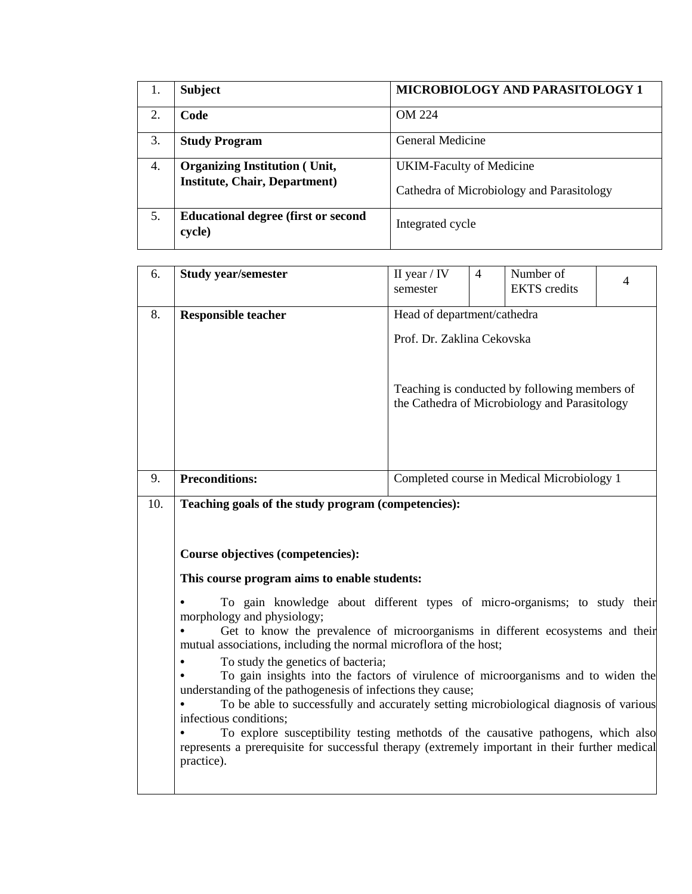| | | |
|---|---|---|
| 1. | **Subject** | **MICROBIOLOGY AND PARASITOLOGY 1** |
| 2. | **Code** | OM 224 |
| 3. | **Study Program** | General Medicine |
| 4. | **Organizing Institution ( Unit, Institute, Chair, Department)** | UKIM-Faculty of Medicine<br>Cathedra of Microbiology and Parasitology |
| 5. | **Educational degree (first or second cycle)** | Integrated cycle |

| | | | | | |
|---|---|---|---|---|---|
| 6. | **Study year/semester** | II year / IV semester | 4 | Number of EKTS credits | 4 |
| 8. | **Responsible teacher** | Head of department/cathedra<br>Prof. Dr. Zaklina Cekovska<br><br>Teaching is conducted by following members of the Cathedra of Microbiology and Parasitology | | | |
| 9. | **Preconditions:** | Completed course in Medical Microbiology 1 | | | |
| 10. | **Teaching goals of the study program (competencies):** | | | | |

**Course objectives (competencies):**

**This course program aims to enable students:**

- To gain knowledge about different types of micro-organisms; to study their morphology and physiology;
- Get to know the prevalence of microorganisms in different ecosystems and their mutual associations, including the normal microflora of the host;
- To study the genetics of bacteria;
- To gain insights into the factors of virulence of microorganisms and to widen the understanding of the pathogenesis of infections they cause;
- To be able to successfully and accurately setting microbiological diagnosis of various infectious conditions;
- To explore susceptibility testing methotds of the causative pathogens, which also represents a prerequisite for successful therapy (extremely important in their further medical practice).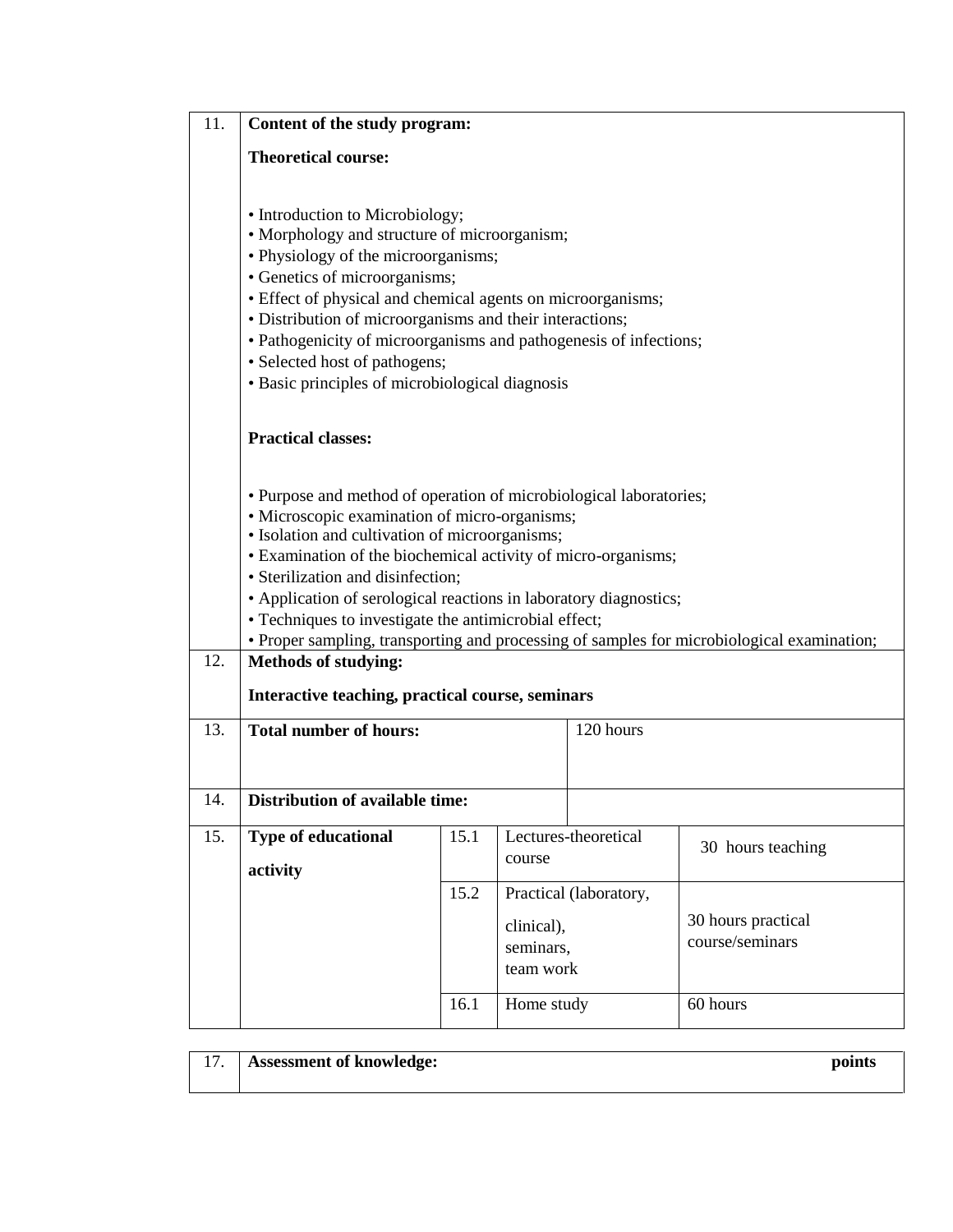| 11. | **Content of the study program:** | | | |
|---|---|---|---|---|
| | **Theoretical course:**<br><br>• Introduction to Microbiology;<br>• Morphology and structure of microorganism;<br>• Physiology of the microorganisms;<br>• Genetics of microorganisms;<br>• Effect of physical and chemical agents on microorganisms;<br>• Distribution of microorganisms and their interactions;<br>• Pathogenicity of microorganisms and pathogenesis of infections;<br>• Selected host of pathogens;<br>• Basic principles of microbiological diagnosis<br><br>**Practical classes:**<br><br>• Purpose and method of operation of microbiological laboratories;<br>• Microscopic examination of micro-organisms;<br>• Isolation and cultivation of microorganisms;<br>• Examination of the biochemical activity of micro-organisms;<br>• Sterilization and disinfection;<br>• Application of serological reactions in laboratory diagnostics;<br>• Techniques to investigate the antimicrobial effect;<br>• Proper sampling, transporting and processing of samples for microbiological examination; | | | |
| 12. | **Methods of studying:**<br><br>**Interactive teaching, practical course, seminars** | | | |
| 13. | **Total number of hours:** | | | 120 hours |
| 14. | **Distribution of available time:** | | | |
| 15. | **Type of educational activity** | 15.1 | Lectures-theoretical course | 30 hours teaching |
| | | 15.2 | Practical (laboratory, clinical), seminars, team work | 30 hours practical course/seminars |
| | | 16.1 | Home study | 60 hours |

| 17. | **Assessment of knowledge:** | **points** |
|---|---|---|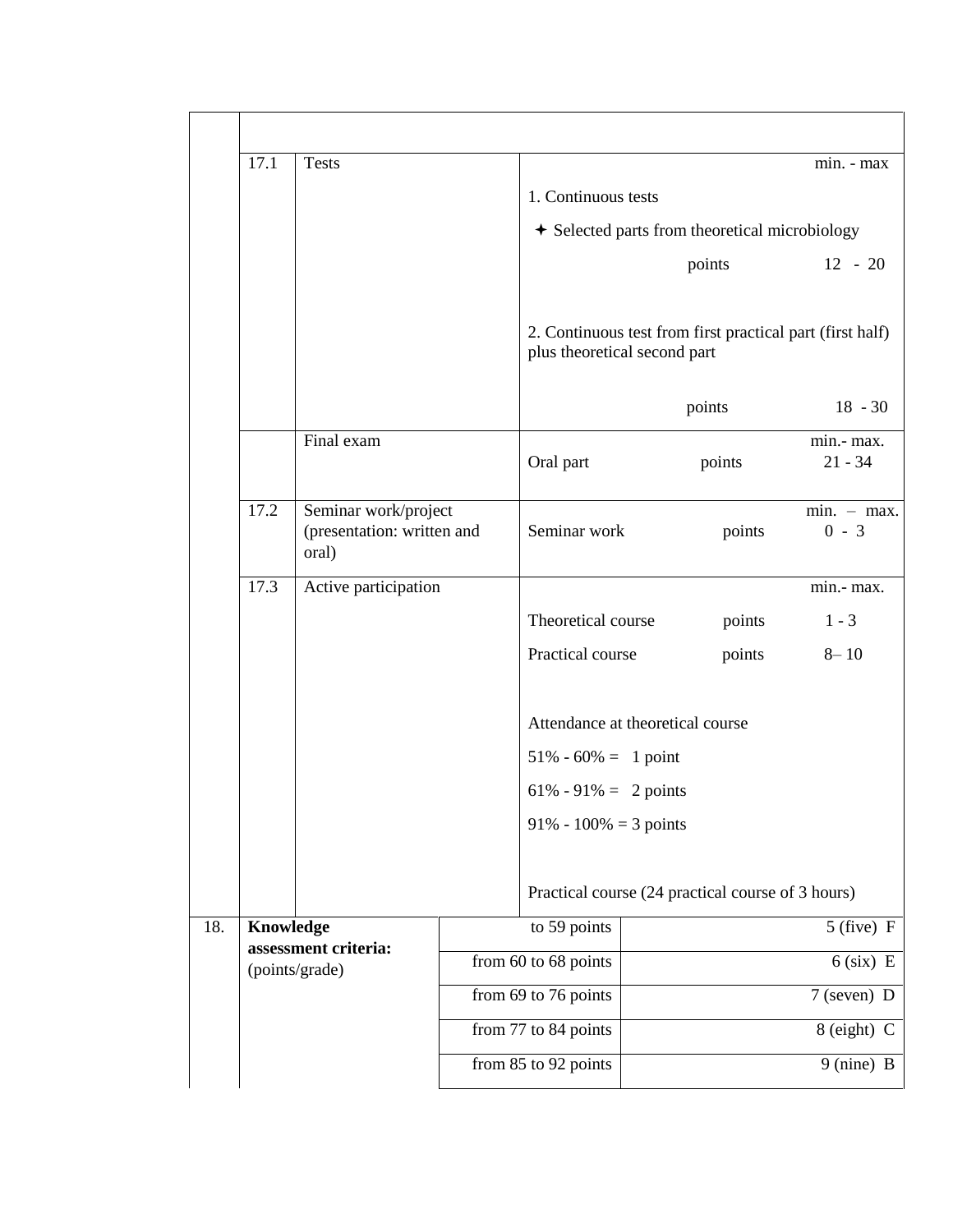| | | | |
|---|---|---|---|
| 17.1 | Tests | | min. - max |
| | | 1. Continuous tests | |
| | | ✦ Selected parts from theoretical microbiology | |
| | | points | 12 - 20 |
| | | 2. Continuous test from first practical part (first half) plus theoretical second part | |
| | | points | 18 - 30 |
| | Final exam | | min.- max. |
| | | Oral part points | 21 - 34 |
| 17.2 | Seminar work/project (presentation: written and oral) | | min. – max. |
| | | Seminar work points | 0 - 3 |
| 17.3 | Active participation | | min.- max. |
| | | Theoretical course points | 1 - 3 |
| | | Practical course points | 8– 10 |
| | | Attendance at theoretical course | |
| | | 51% - 60% = 1 point | |
| | | 61% - 91% = 2 points | |
| | | 91% - 100% = 3 points | |
| | | Practical course (24 practical course of 3 hours) | |

| 18. | **Knowledge assessment criteria:** (points/grade) | | |
|---|---|---|---|
| | | to 59 points | 5 (five) F |
| | | from 60 to 68 points | 6 (six) E |
| | | from 69 to 76 points | 7 (seven) D |
| | | from 77 to 84 points | 8 (eight) C |
| | | from 85 to 92 points | 9 (nine) B |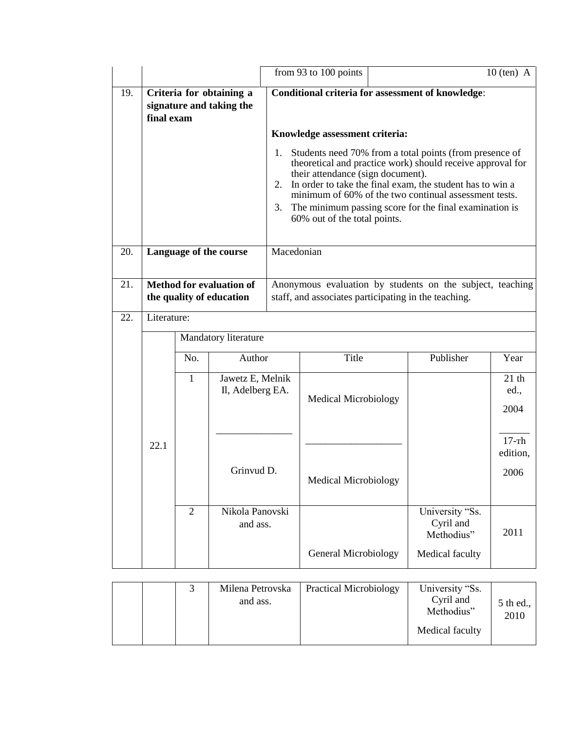| | | | | |
|---|---|---|---|---|
| | | from 93 to 100 points | | 10 (ten) A |
| 19. | **Criteria for obtaining a signature and taking the final exam** | **Conditional criteria for assessment of knowledge**:<br><br>**Knowledge assessment criteria:**<br>1. Students need 70% from a total points (from presence of theoretical and practice work) should receive approval for their attendance (sign document).<br>2. In order to take the final exam, the student has to win a minimum of 60% of the two continual assessment tests.<br>3. The minimum passing score for the final examination is 60% out of the total points. | | |
| 20. | **Language of the course** | Macedonian | | |
| 21. | **Method for evaluation of the quality of education** | Anonymous evaluation by students on the subject, teaching staff, and associates participating in the teaching. | | |
| 22. | Literature: | | | |

| | | | | | | |
|---|---|---|---|---|---|---|
| 22.1 | Mandatory literature | | | | | |
| | No. | Author | Title | Publisher | Year |
| | 1 | Jawetz E, Melnik Il, Adelberg EA.<br>_______________<br>Grinvud D. | Medical Microbiology<br>___________________<br>Medical Microbiology | | 21 th ed., 2004<br>______<br>17-тh edition, 2006 |
| | 2 | Nikola Panovski and ass. | General Microbiology | University “Ss. Cyril and Methodius” Medical faculty | 2011 |
| | 3 | Milena Petrovska and ass. | Practical Microbiology | University “Ss. Cyril and Methodius” Medical faculty | 5 th ed., 2010 |